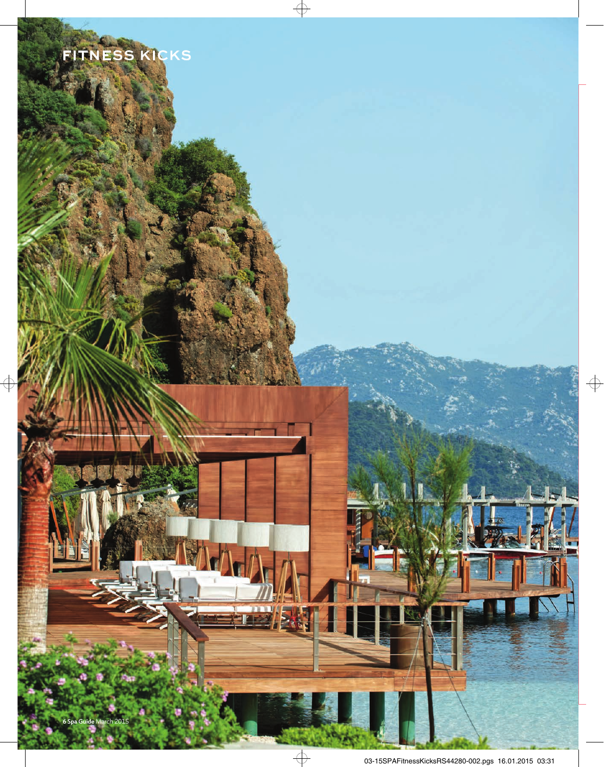# FITNESS KICKS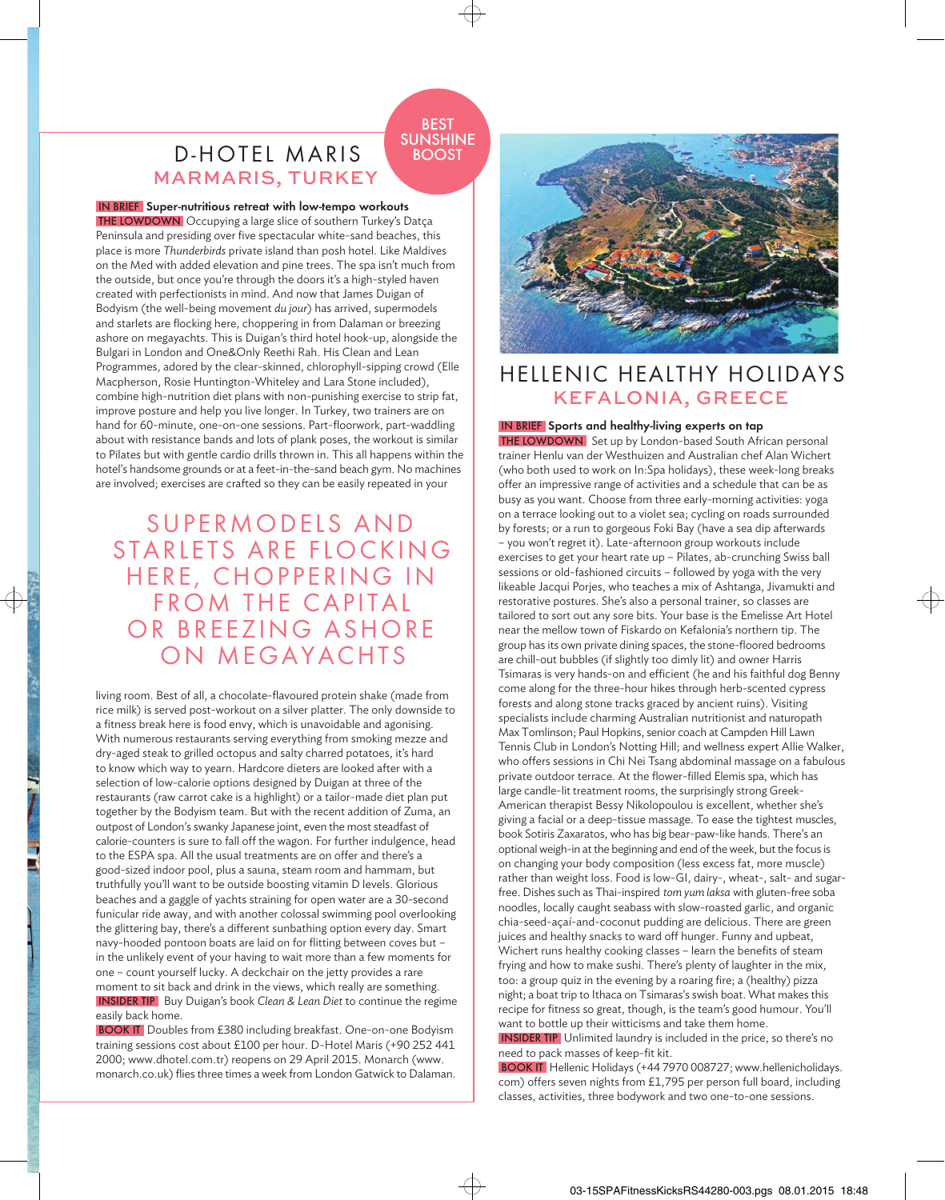BEST SUNSHINE BOOST

## D-HOTEL MARIS
### MARMARIS, TURKEY

**IN BRIEF** **Super-nutritious retreat with low-tempo workouts**

**THE LOWDOWN** Occupying a large slice of southern Turkey's Datça Peninsula and presiding over five spectacular white-sand beaches, this place is more *Thunderbirds* private island than posh hotel. Like Maldives on the Med with added elevation and pine trees. The spa isn't much from the outside, but once you're through the doors it's a high-styled haven created with perfectionists in mind. And now that James Duigan of Bodyism (the well-being movement *du jour*) has arrived, supermodels and starlets are flocking here, choppering in from Dalaman or breezing ashore on megayachts. This is Duigan's third hotel hook-up, alongside the Bulgari in London and One&Only Reethi Rah. His Clean and Lean Programmes, adored by the clear-skinned, chlorophyll-sipping crowd (Elle Macpherson, Rosie Huntington-Whiteley and Lara Stone included), combine high-nutrition diet plans with non-punishing exercise to strip fat, improve posture and help you live longer. In Turkey, two trainers are on hand for 60-minute, one-on-one sessions. Part-floorwork, part-waddling about with resistance bands and lots of plank poses, the workout is similar to Pilates but with gentle cardio drills thrown in. This all happens within the hotel's handsome grounds or at a feet-in-the-sand beach gym. No machines are involved; exercises are crafted so they can be easily repeated in your living room. Best of all, a chocolate-flavoured protein shake (made from rice milk) is served post-workout on a silver platter. The only downside to a fitness break here is food envy, which is unavoidable and agonising. With numerous restaurants serving everything from smoking mezze and dry-aged steak to grilled octopus and salty charred potatoes, it's hard to know which way to yearn. Hardcore dieters are looked after with a selection of low-calorie options designed by Duigan at three of the restaurants (raw carrot cake is a highlight) or a tailor-made diet plan put together by the Bodyism team. But with the recent addition of Zuma, an outpost of London's swanky Japanese joint, even the most steadfast of calorie-counters is sure to fall off the wagon. For further indulgence, head to the ESPA spa. All the usual treatments are on offer and there's a good-sized indoor pool, plus a sauna, steam room and hammam, but truthfully you'll want to be outside boosting vitamin D levels. Glorious beaches and a gaggle of yachts straining for open water are a 30-second funicular ride away, and with another colossal swimming pool overlooking the glittering bay, there's a different sunbathing option every day. Smart navy-hooded pontoon boats are laid on for flitting between coves but – in the unlikely event of your having to wait more than a few moments for one – count yourself lucky. A deckchair on the jetty provides a rare moment to sit back and drink in the views, which really are something.

> SUPERMODELS AND STARLETS ARE FLOCKING HERE, CHOPPERING IN FROM THE CAPITAL OR BREEZING ASHORE ON MEGAYACHTS

**INSIDER TIP** Buy Duigan's book *Clean & Lean Diet* to continue the regime easily back home.

**BOOK IT** Doubles from £380 including breakfast. One-on-one Bodyism training sessions cost about £100 per hour. D-Hotel Maris (+90 252 441 2000; www.dhotel.com.tr) reopens on 29 April 2015. Monarch (www.monarch.co.uk) flies three times a week from London Gatwick to Dalaman.

## HELLENIC HEALTHY HOLIDAYS
### KEFALONIA, GREECE

**IN BRIEF** **Sports and healthy-living experts on tap**

**THE LOWDOWN** Set up by London-based South African personal trainer Henlu van der Westhuizen and Australian chef Alan Wichert (who both used to work on In:Spa holidays), these week-long breaks offer an impressive range of activities and a schedule that can be as busy as you want. Choose from three early-morning activities: yoga on a terrace looking out to a violet sea; cycling on roads surrounded by forests; or a run to gorgeous Foki Bay (have a sea dip afterwards – you won't regret it). Late-afternoon group workouts include exercises to get your heart rate up – Pilates, ab-crunching Swiss ball sessions or old-fashioned circuits – followed by yoga with the very likeable Jacqui Porjes, who teaches a mix of Ashtanga, Jivamukti and restorative postures. She's also a personal trainer, so classes are tailored to sort out any sore bits. Your base is the Emelisse Art Hotel near the mellow town of Fiskardo on Kefalonia's northern tip. The group has its own private dining spaces, the stone-floored bedrooms are chill-out bubbles (if slightly too dimly lit) and owner Harris Tsimaras is very hands-on and efficient (he and his faithful dog Benny come along for the three-hour hikes through herb-scented cypress forests and along stone tracks graced by ancient ruins). Visiting specialists include charming Australian nutritionist and naturopath Max Tomlinson; Paul Hopkins, senior coach at Campden Hill Lawn Tennis Club in London's Notting Hill; and wellness expert Allie Walker, who offers sessions in Chi Nei Tsang abdominal massage on a fabulous private outdoor terrace. At the flower-filled Elemis spa, which has large candle-lit treatment rooms, the surprisingly strong Greek-American therapist Bessy Nikolopoulou is excellent, whether she's giving a facial or a deep-tissue massage. To ease the tightest muscles, book Sotiris Zaxaratos, who has big bear-paw-like hands. There's an optional weigh-in at the beginning and end of the week, but the focus is on changing your body composition (less excess fat, more muscle) rather than weight loss. Food is low-GI, dairy-, wheat-, salt- and sugar-free. Dishes such as Thai-inspired *tom yum laksa* with gluten-free soba noodles, locally caught seabass with slow-roasted garlic, and organic chia-seed-açaí-and-coconut pudding are delicious. There are green juices and healthy snacks to ward off hunger. Funny and upbeat, Wichert runs healthy cooking classes – learn the benefits of steam frying and how to make sushi. There's plenty of laughter in the mix, too: a group quiz in the evening by a roaring fire; a (healthy) pizza night; a boat trip to Ithaca on Tsimaras's swish boat. What makes this recipe for fitness so great, though, is the team's good humour. You'll want to bottle up their witticisms and take them home.

**INSIDER TIP** Unlimited laundry is included in the price, so there's no need to pack masses of keep-fit kit.

**BOOK IT** Hellenic Holidays (+44 7970 008727; www.hellenicholidays.com) offers seven nights from £1,795 per person full board, including classes, activities, three bodywork and two one-to-one sessions.